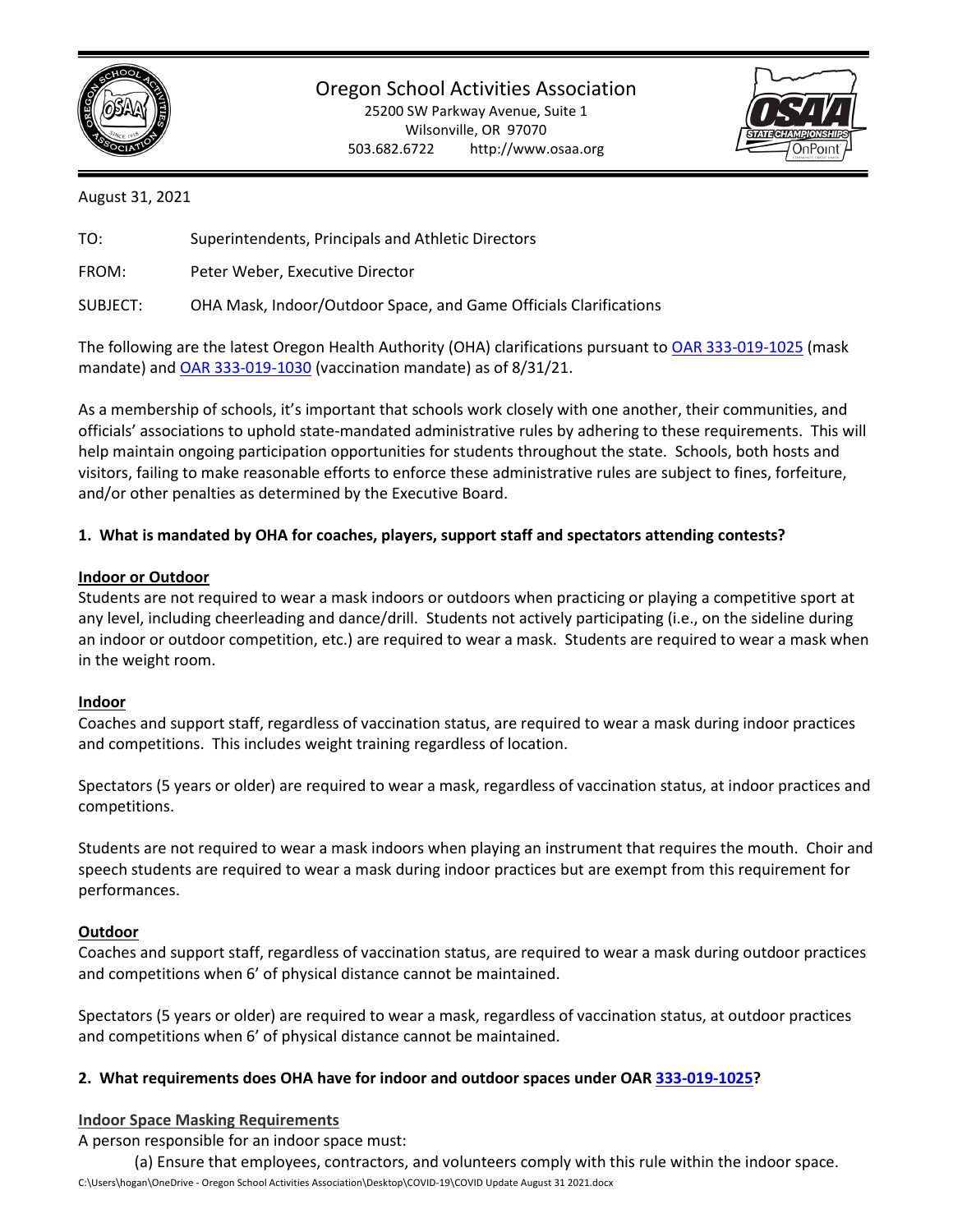# Oregon School Activities Association

25200 SW Parkway Avenue, Suite 1
Wilsonville, OR 97070
503.682.6722 http://www.osaa.org

August 31, 2021

TO: Superintendents, Principals and Athletic Directors

FROM: Peter Weber, Executive Director

SUBJECT: OHA Mask, Indoor/Outdoor Space, and Game Officials Clarifications

The following are the latest Oregon Health Authority (OHA) clarifications pursuant to [OAR 333-019-1025](#) (mask mandate) and [OAR 333-019-1030](#) (vaccination mandate) as of 8/31/21.

As a membership of schools, it's important that schools work closely with one another, their communities, and officials' associations to uphold state-mandated administrative rules by adhering to these requirements. This will help maintain ongoing participation opportunities for students throughout the state. Schools, both hosts and visitors, failing to make reasonable efforts to enforce these administrative rules are subject to fines, forfeiture, and/or other penalties as determined by the Executive Board.

**1. What is mandated by OHA for coaches, players, support staff and spectators attending contests?**

**Indoor or Outdoor**

Students are not required to wear a mask indoors or outdoors when practicing or playing a competitive sport at any level, including cheerleading and dance/drill. Students not actively participating (i.e., on the sideline during an indoor or outdoor competition, etc.) are required to wear a mask. Students are required to wear a mask when in the weight room.

**Indoor**

Coaches and support staff, regardless of vaccination status, are required to wear a mask during indoor practices and competitions. This includes weight training regardless of location.

Spectators (5 years or older) are required to wear a mask, regardless of vaccination status, at indoor practices and competitions.

Students are not required to wear a mask indoors when playing an instrument that requires the mouth. Choir and speech students are required to wear a mask during indoor practices but are exempt from this requirement for performances.

**Outdoor**

Coaches and support staff, regardless of vaccination status, are required to wear a mask during outdoor practices and competitions when 6' of physical distance cannot be maintained.

Spectators (5 years or older) are required to wear a mask, regardless of vaccination status, at outdoor practices and competitions when 6' of physical distance cannot be maintained.

**2. What requirements does OHA have for indoor and outdoor spaces under OAR [333-019-1025](#)?**

**Indoor Space Masking Requirements**

A person responsible for an indoor space must:

(a) Ensure that employees, contractors, and volunteers comply with this rule within the indoor space.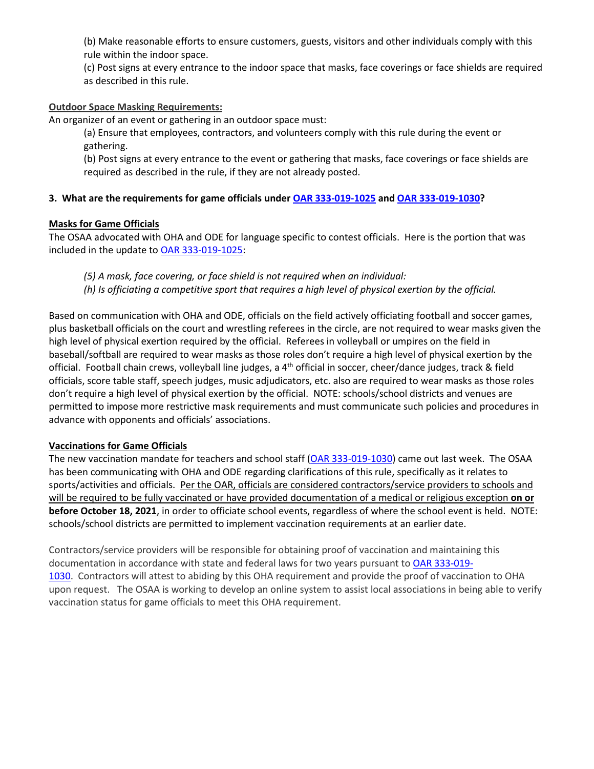(b) Make reasonable efforts to ensure customers, guests, visitors and other individuals comply with this rule within the indoor space.

(c) Post signs at every entrance to the indoor space that masks, face coverings or face shields are required as described in this rule.

**Outdoor Space Masking Requirements:**

An organizer of an event or gathering in an outdoor space must:

(a) Ensure that employees, contractors, and volunteers comply with this rule during the event or gathering.

(b) Post signs at every entrance to the event or gathering that masks, face coverings or face shields are required as described in the rule, if they are not already posted.

**3. What are the requirements for game officials under OAR 333-019-1025 and OAR 333-019-1030?**

**Masks for Game Officials**

The OSAA advocated with OHA and ODE for language specific to contest officials. Here is the portion that was included in the update to OAR 333-019-1025:

*(5) A mask, face covering, or face shield is not required when an individual:*

*(h) Is officiating a competitive sport that requires a high level of physical exertion by the official.*

Based on communication with OHA and ODE, officials on the field actively officiating football and soccer games, plus basketball officials on the court and wrestling referees in the circle, are not required to wear masks given the high level of physical exertion required by the official. Referees in volleyball or umpires on the field in baseball/softball are required to wear masks as those roles don't require a high level of physical exertion by the official. Football chain crews, volleyball line judges, a 4th official in soccer, cheer/dance judges, track & field officials, score table staff, speech judges, music adjudicators, etc. also are required to wear masks as those roles don't require a high level of physical exertion by the official. NOTE: schools/school districts and venues are permitted to impose more restrictive mask requirements and must communicate such policies and procedures in advance with opponents and officials' associations.

**Vaccinations for Game Officials**

The new vaccination mandate for teachers and school staff (OAR 333-019-1030) came out last week. The OSAA has been communicating with OHA and ODE regarding clarifications of this rule, specifically as it relates to sports/activities and officials. Per the OAR, officials are considered contractors/service providers to schools and will be required to be fully vaccinated or have provided documentation of a medical or religious exception **on or before October 18, 2021**, in order to officiate school events, regardless of where the school event is held. NOTE: schools/school districts are permitted to implement vaccination requirements at an earlier date.

Contractors/service providers will be responsible for obtaining proof of vaccination and maintaining this documentation in accordance with state and federal laws for two years pursuant to OAR 333-019-1030. Contractors will attest to abiding by this OHA requirement and provide the proof of vaccination to OHA upon request. The OSAA is working to develop an online system to assist local associations in being able to verify vaccination status for game officials to meet this OHA requirement.